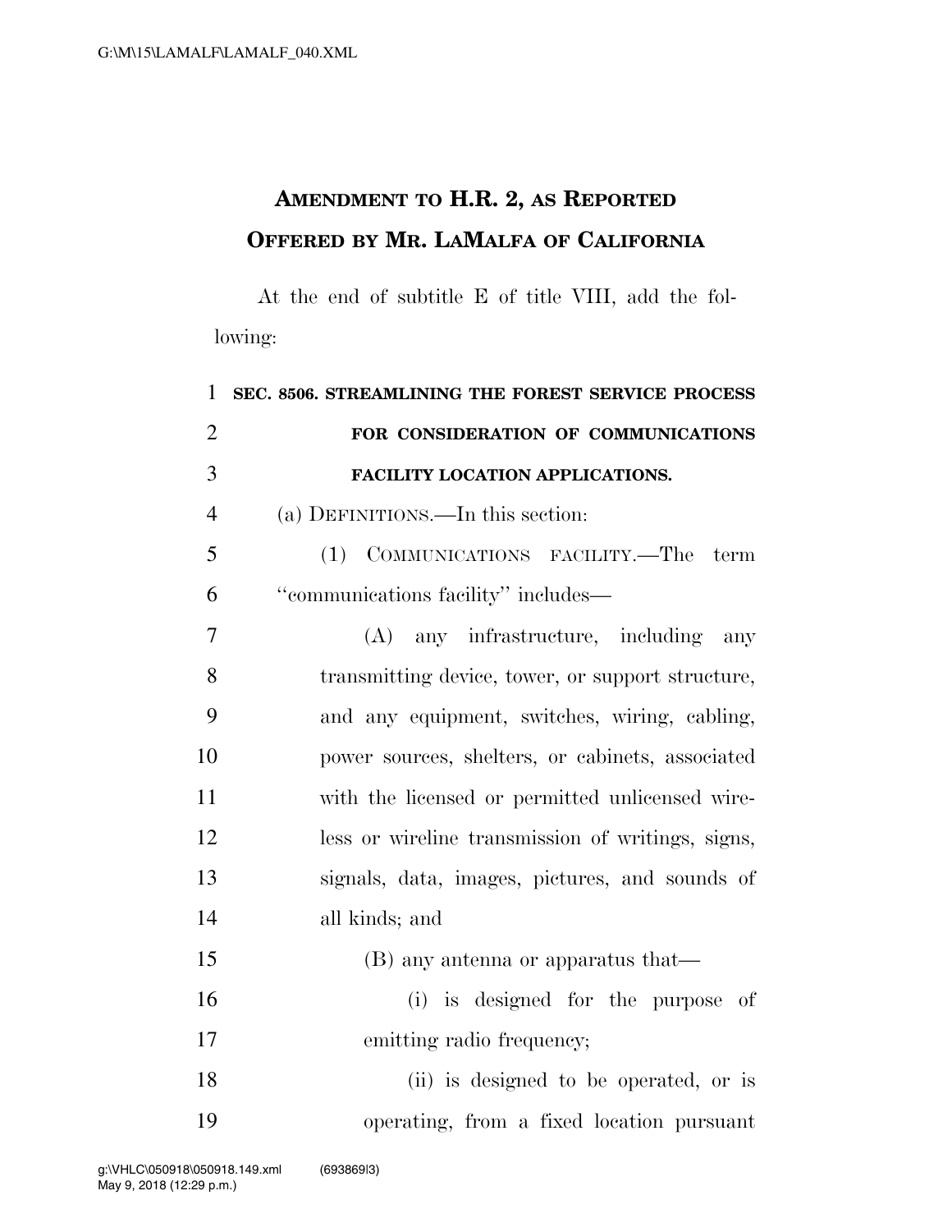# AMENDMENT TO H.R. 2, AS REPORTED OFFERED BY MR. LAMALFA OF CALIFORNIA

At the end of subtitle E of title VIII, add the following:

**SEC. 8506. STREAMLINING THE FOREST SERVICE PROCESS FOR CONSIDERATION OF COMMUNICATIONS FACILITY LOCATION APPLICATIONS.**

(a) DEFINITIONS.—In this section:

(1) COMMUNICATIONS FACILITY.—The term ''communications facility'' includes—

(A) any infrastructure, including any transmitting device, tower, or support structure, and any equipment, switches, wiring, cabling, power sources, shelters, or cabinets, associated with the licensed or permitted unlicensed wireless or wireline transmission of writings, signs, signals, data, images, pictures, and sounds of all kinds; and

(B) any antenna or apparatus that—

(i) is designed for the purpose of emitting radio frequency;

(ii) is designed to be operated, or is operating, from a fixed location pursuant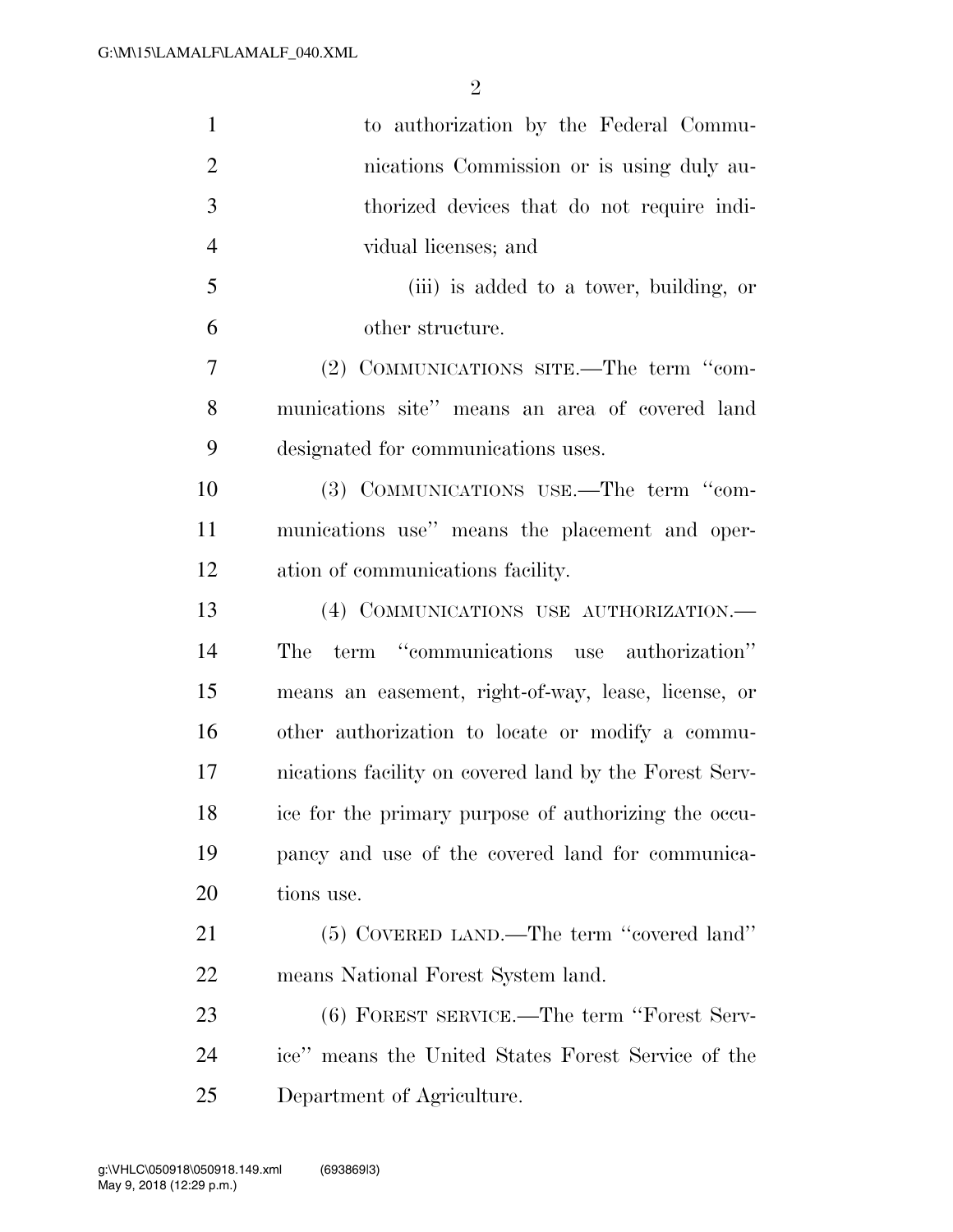to authorization by the Federal Communications Commission or is using duly authorized devices that do not require individual licenses; and

(iii) is added to a tower, building, or other structure.

(2) COMMUNICATIONS SITE.—The term ''communications site'' means an area of covered land designated for communications uses.

(3) COMMUNICATIONS USE.—The term ''communications use'' means the placement and operation of communications facility.

(4) COMMUNICATIONS USE AUTHORIZATION.—The term ''communications use authorization'' means an easement, right-of-way, lease, license, or other authorization to locate or modify a communications facility on covered land by the Forest Service for the primary purpose of authorizing the occupancy and use of the covered land for communications use.

(5) COVERED LAND.—The term ''covered land'' means National Forest System land.

(6) FOREST SERVICE.—The term ''Forest Service'' means the United States Forest Service of the Department of Agriculture.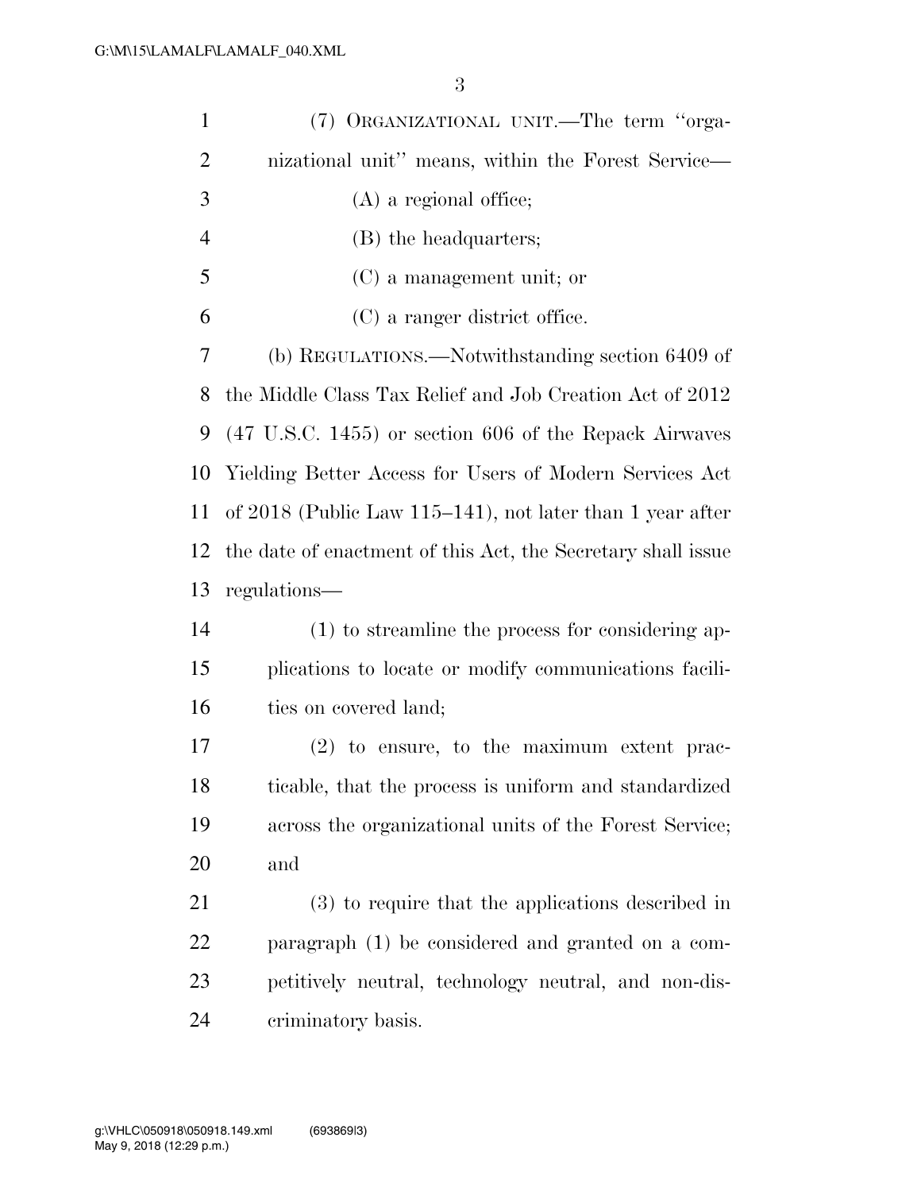(7) ORGANIZATIONAL UNIT.—The term ''organizational unit'' means, within the Forest Service—

(A) a regional office;

(B) the headquarters;

(C) a management unit; or

(C) a ranger district office.

(b) REGULATIONS.—Notwithstanding section 6409 of the Middle Class Tax Relief and Job Creation Act of 2012 (47 U.S.C. 1455) or section 606 of the Repack Airwaves Yielding Better Access for Users of Modern Services Act of 2018 (Public Law 115–141), not later than 1 year after the date of enactment of this Act, the Secretary shall issue regulations—

(1) to streamline the process for considering applications to locate or modify communications facilities on covered land;

(2) to ensure, to the maximum extent practicable, that the process is uniform and standardized across the organizational units of the Forest Service; and

(3) to require that the applications described in paragraph (1) be considered and granted on a competitively neutral, technology neutral, and non-discriminatory basis.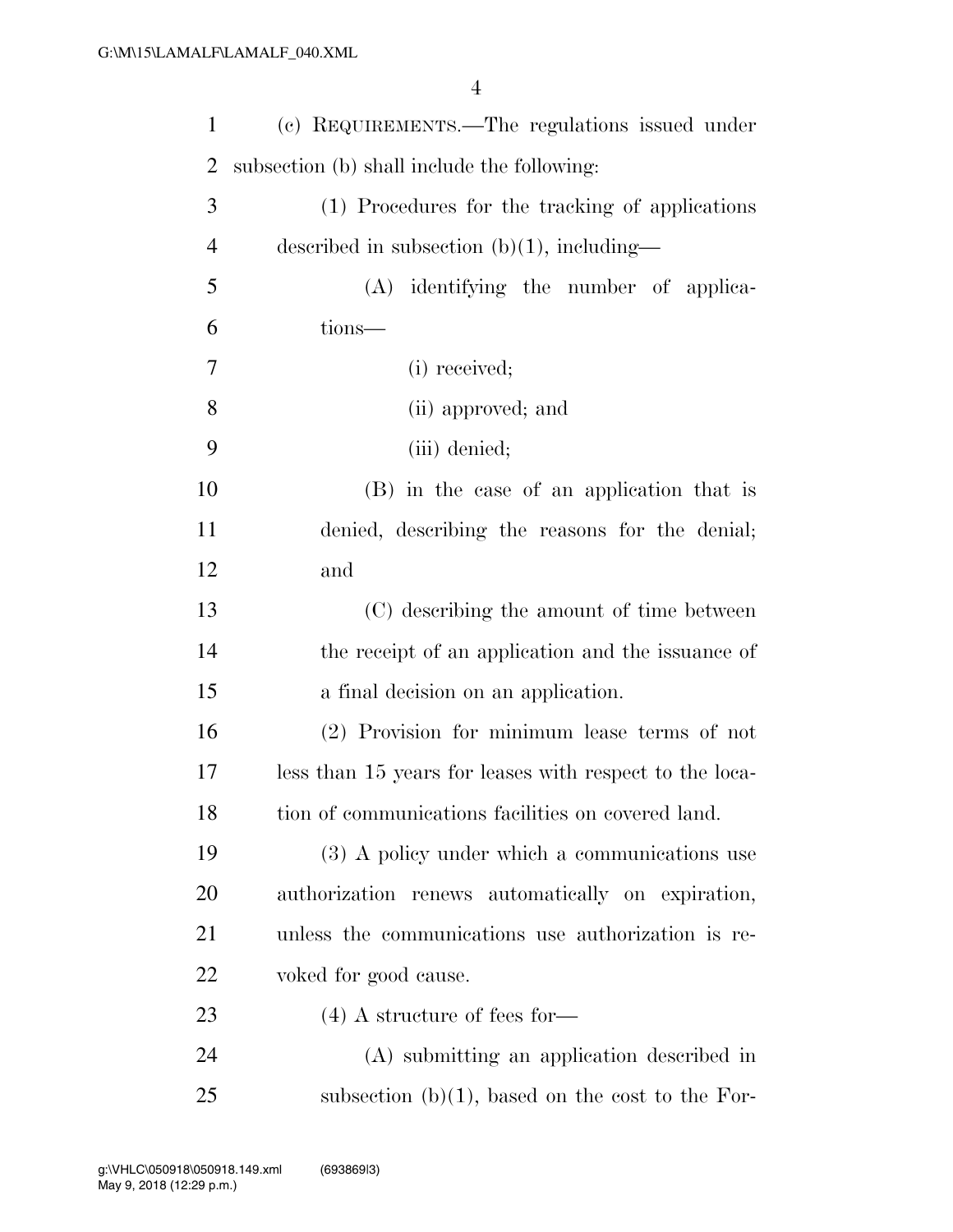(c) REQUIREMENTS.—The regulations issued under subsection (b) shall include the following:

(1) Procedures for the tracking of applications described in subsection (b)(1), including—

(A) identifying the number of applications—

(i) received;

(ii) approved; and

(iii) denied;

(B) in the case of an application that is denied, describing the reasons for the denial; and

(C) describing the amount of time between the receipt of an application and the issuance of a final decision on an application.

(2) Provision for minimum lease terms of not less than 15 years for leases with respect to the location of communications facilities on covered land.

(3) A policy under which a communications use authorization renews automatically on expiration, unless the communications use authorization is revoked for good cause.

(4) A structure of fees for—

(A) submitting an application described in subsection (b)(1), based on the cost to the For-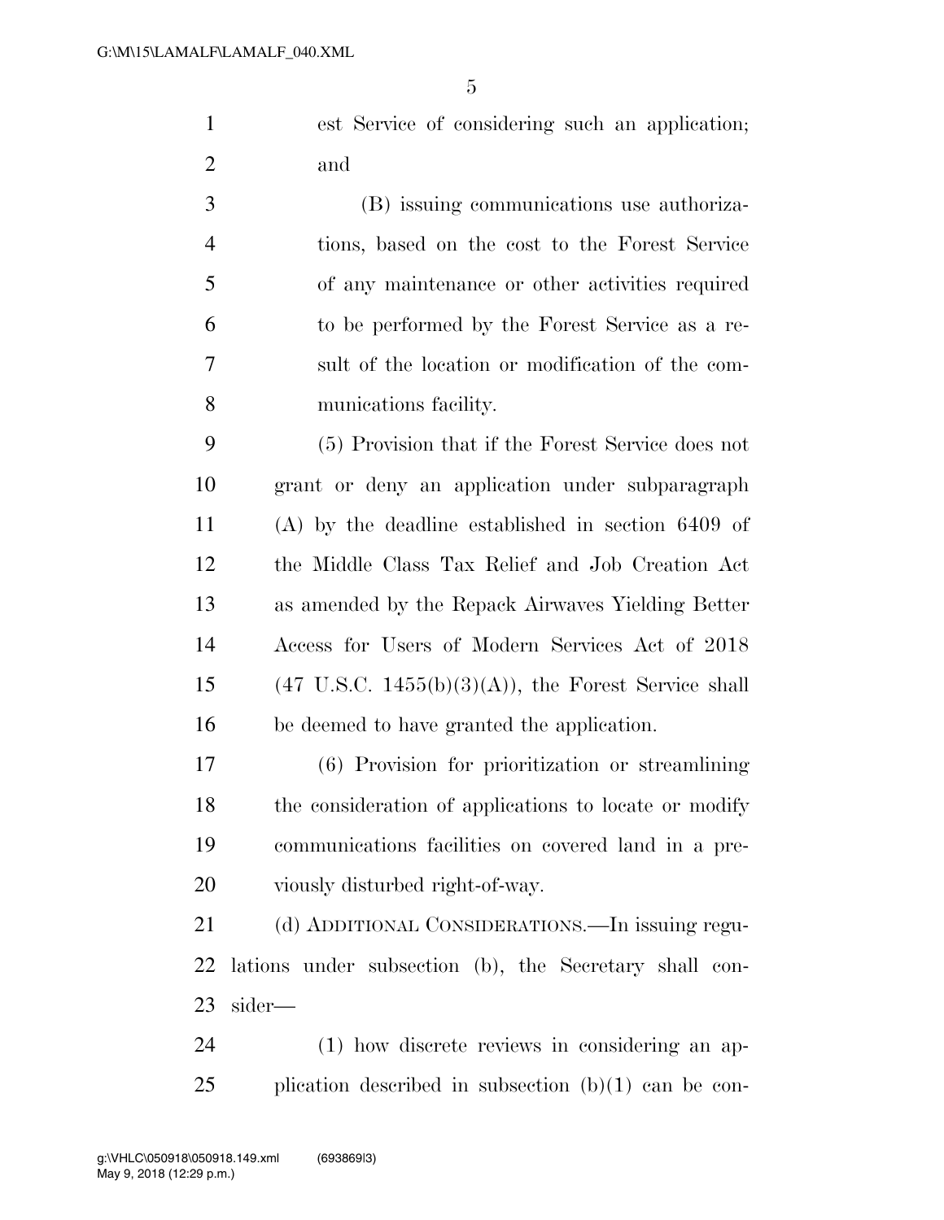est Service of considering such an application; and

(B) issuing communications use authorizations, based on the cost to the Forest Service of any maintenance or other activities required to be performed by the Forest Service as a result of the location or modification of the communications facility.

(5) Provision that if the Forest Service does not grant or deny an application under subparagraph (A) by the deadline established in section 6409 of the Middle Class Tax Relief and Job Creation Act as amended by the Repack Airwaves Yielding Better Access for Users of Modern Services Act of 2018 (47 U.S.C. 1455(b)(3)(A)), the Forest Service shall be deemed to have granted the application.

(6) Provision for prioritization or streamlining the consideration of applications to locate or modify communications facilities on covered land in a previously disturbed right-of-way.

(d) ADDITIONAL CONSIDERATIONS.—In issuing regulations under subsection (b), the Secretary shall consider—

(1) how discrete reviews in considering an application described in subsection (b)(1) can be con-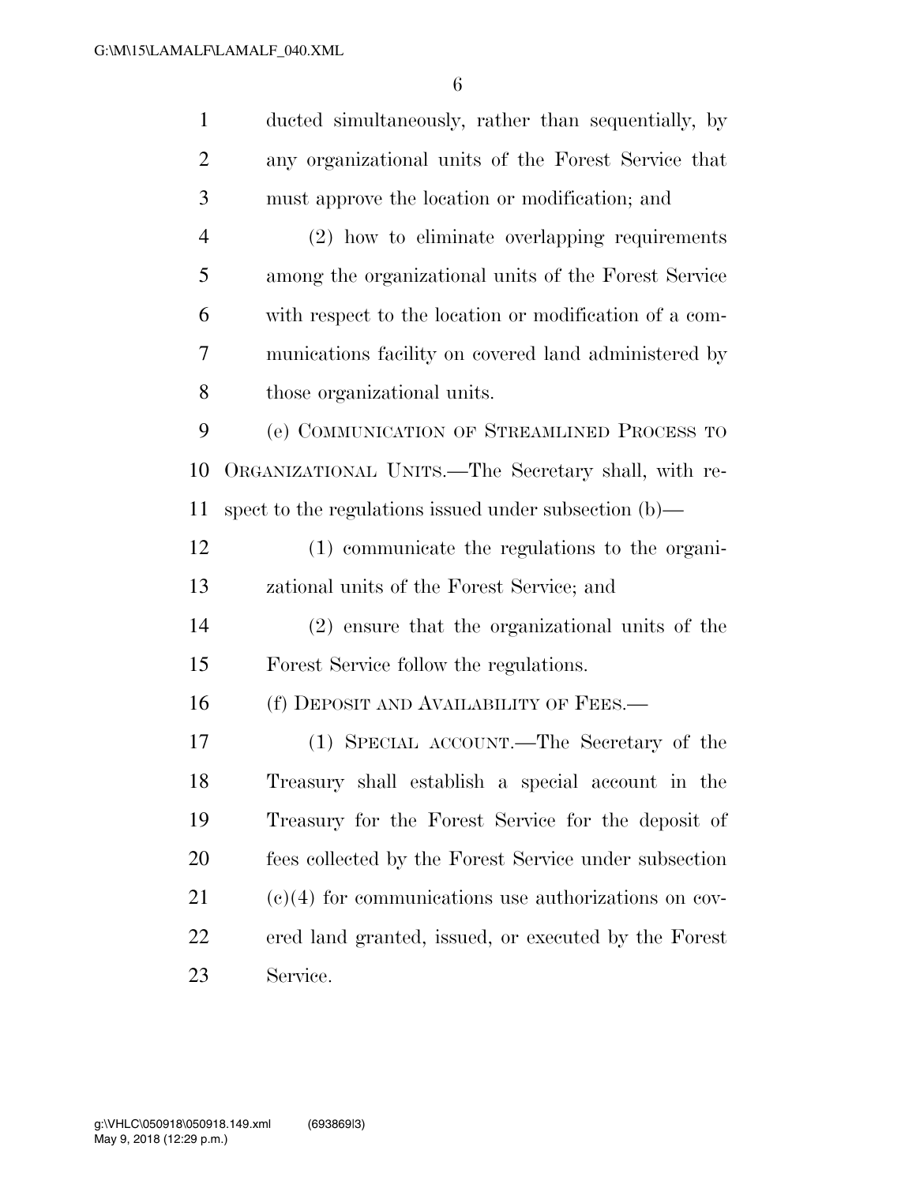ducted simultaneously, rather than sequentially, by any organizational units of the Forest Service that must approve the location or modification; and

(2) how to eliminate overlapping requirements among the organizational units of the Forest Service with respect to the location or modification of a communications facility on covered land administered by those organizational units.

(e) COMMUNICATION OF STREAMLINED PROCESS TO ORGANIZATIONAL UNITS.—The Secretary shall, with respect to the regulations issued under subsection (b)—

(1) communicate the regulations to the organizational units of the Forest Service; and

(2) ensure that the organizational units of the Forest Service follow the regulations.

(f) DEPOSIT AND AVAILABILITY OF FEES.—

(1) SPECIAL ACCOUNT.—The Secretary of the Treasury shall establish a special account in the Treasury for the Forest Service for the deposit of fees collected by the Forest Service under subsection (c)(4) for communications use authorizations on covered land granted, issued, or executed by the Forest Service.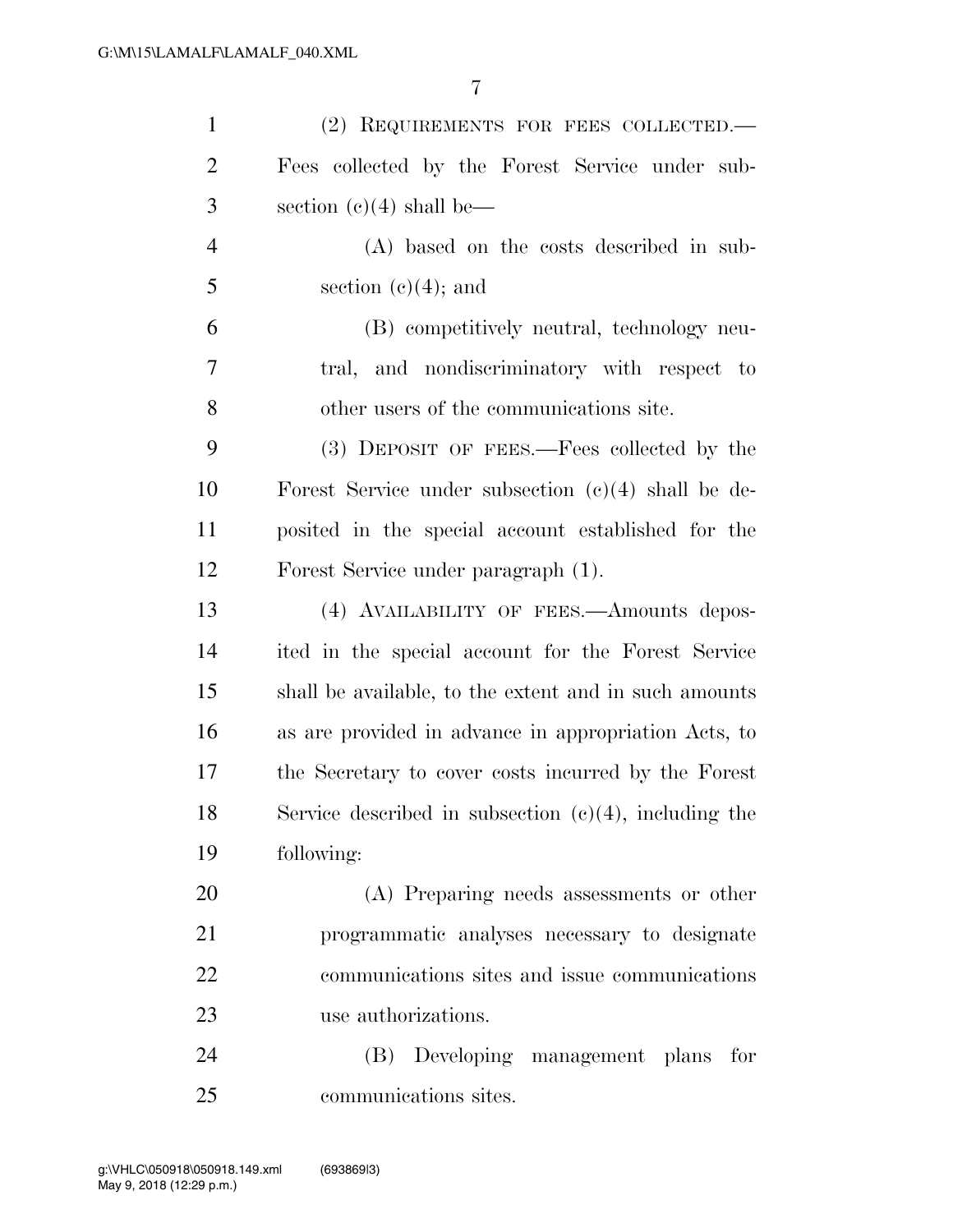(2) REQUIREMENTS FOR FEES COLLECTED.—Fees collected by the Forest Service under subsection (c)(4) shall be—

(A) based on the costs described in subsection (c)(4); and

(B) competitively neutral, technology neutral, and nondiscriminatory with respect to other users of the communications site.

(3) DEPOSIT OF FEES.—Fees collected by the Forest Service under subsection (c)(4) shall be deposited in the special account established for the Forest Service under paragraph (1).

(4) AVAILABILITY OF FEES.—Amounts deposited in the special account for the Forest Service shall be available, to the extent and in such amounts as are provided in advance in appropriation Acts, to the Secretary to cover costs incurred by the Forest Service described in subsection (c)(4), including the following:

(A) Preparing needs assessments or other programmatic analyses necessary to designate communications sites and issue communications use authorizations.

(B) Developing management plans for communications sites.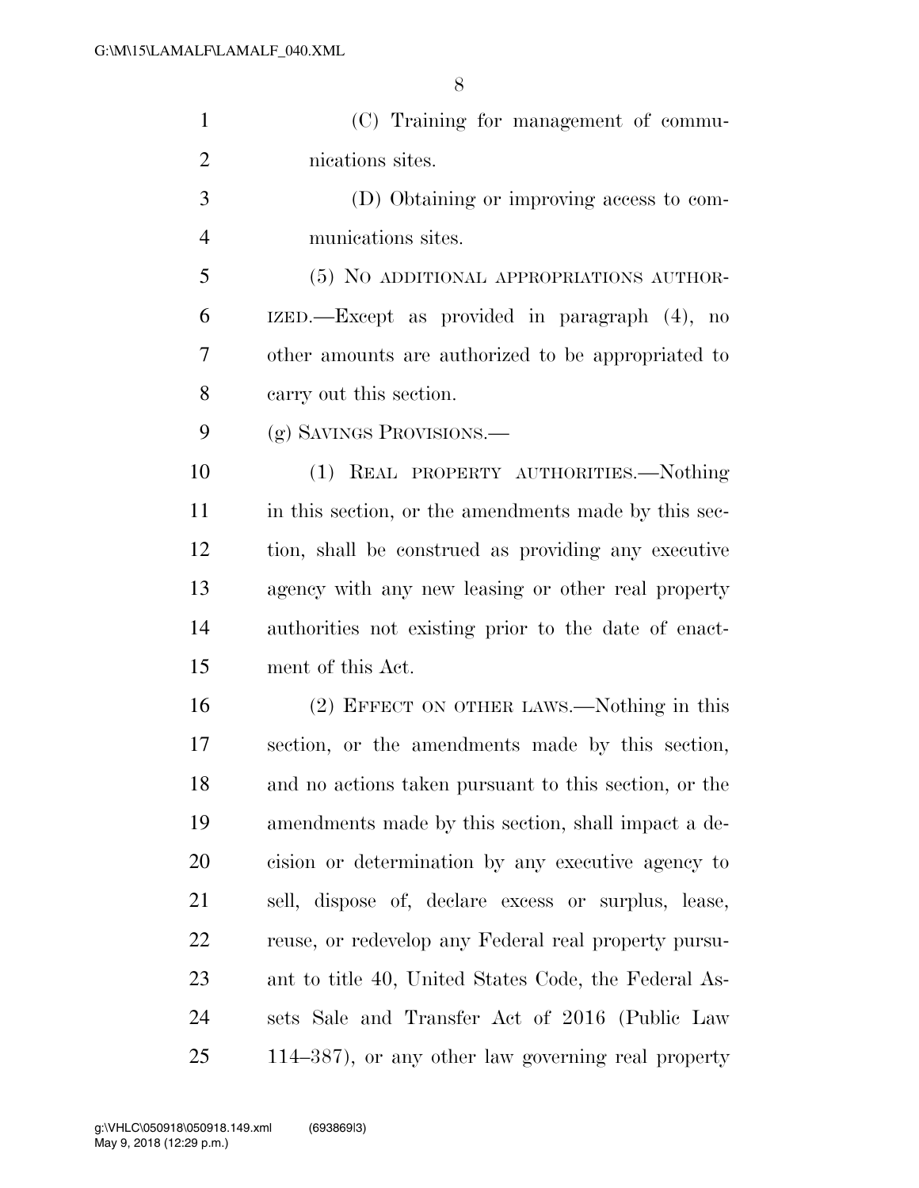(C) Training for management of communications sites.

(D) Obtaining or improving access to communications sites.

(5) NO ADDITIONAL APPROPRIATIONS AUTHORIZED.—Except as provided in paragraph (4), no other amounts are authorized to be appropriated to carry out this section.

(g) SAVINGS PROVISIONS.—

(1) REAL PROPERTY AUTHORITIES.—Nothing in this section, or the amendments made by this section, shall be construed as providing any executive agency with any new leasing or other real property authorities not existing prior to the date of enactment of this Act.

(2) EFFECT ON OTHER LAWS.—Nothing in this section, or the amendments made by this section, and no actions taken pursuant to this section, or the amendments made by this section, shall impact a decision or determination by any executive agency to sell, dispose of, declare excess or surplus, lease, reuse, or redevelop any Federal real property pursuant to title 40, United States Code, the Federal Assets Sale and Transfer Act of 2016 (Public Law 114–387), or any other law governing real property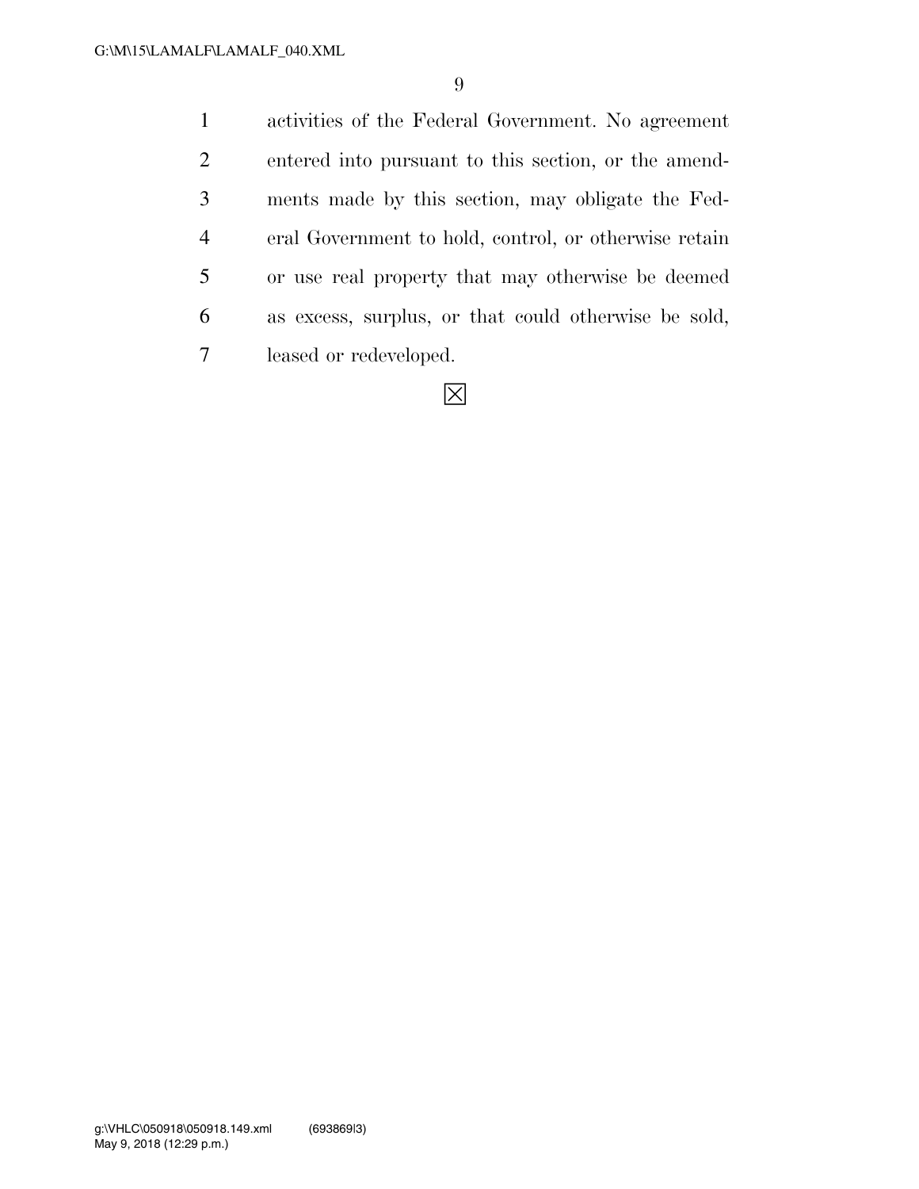activities of the Federal Government. No agreement entered into pursuant to this section, or the amendments made by this section, may obligate the Federal Government to hold, control, or otherwise retain or use real property that may otherwise be deemed as excess, surplus, or that could otherwise be sold, leased or redeveloped.